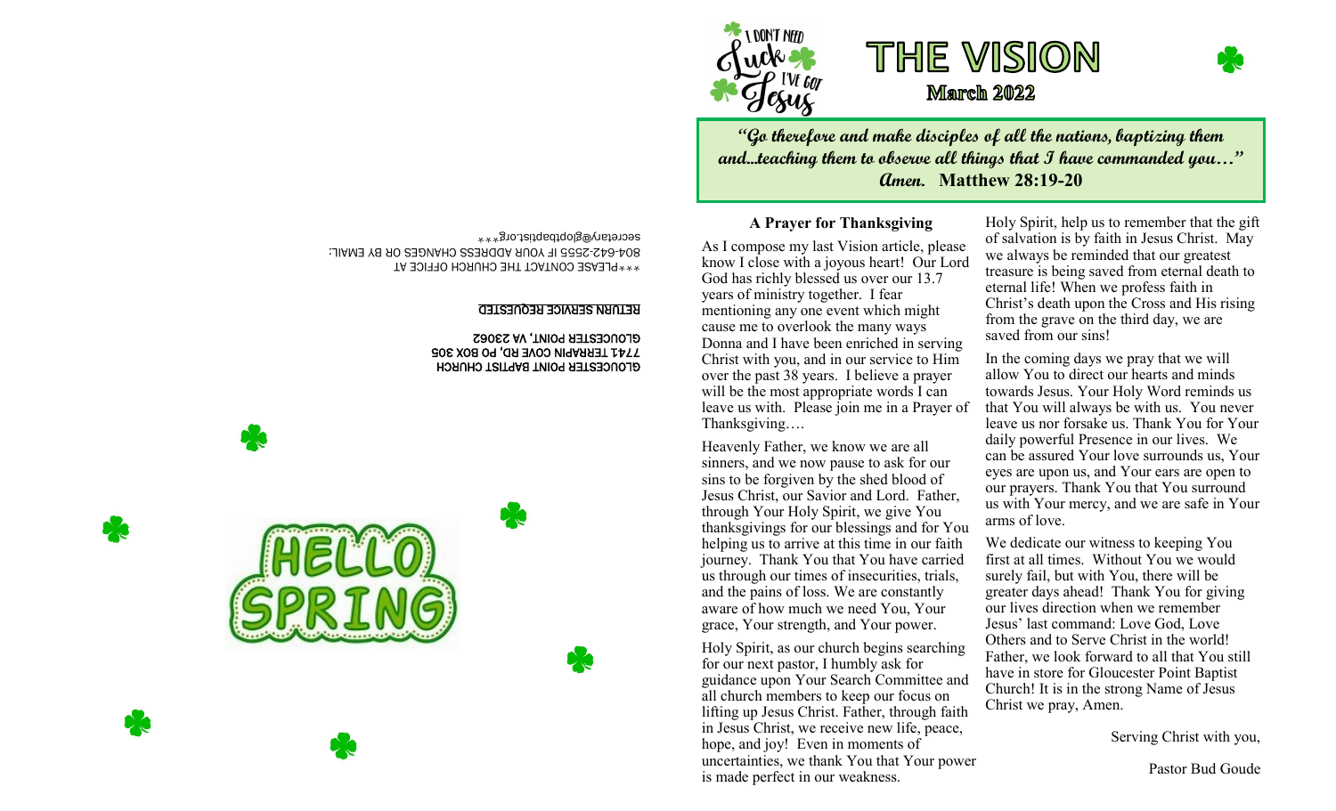GLOUCESTER POINT BAPTIST CHURCH
7741 TERRAPIN COVE RD, PO BOX 305
GLOUCESTER POINT, VA 23062

**RETURN SERVICE REQUESTED**

***PLEASE CONTACT THE CHURCH OFFICE AT 804-642-2555 IF YOUR ADDRESS CHANGES OR BY EMAIL: secretary@glopbaptist.org***

I DON'T NEED Luck I'VE GOT Jesus

HELLO SPRING

# THE VISION

**March 2022**

***"Go therefore and make disciples of all the nations, baptizing them and...teaching them to observe all things that I have commanded you…" Amen.*** **Matthew 28:19-20**

## A Prayer for Thanksgiving

As I compose my last Vision article, please know I close with a joyous heart! Our Lord God has richly blessed us over our 13.7 years of ministry together. I fear mentioning any one event which might cause me to overlook the many ways Donna and I have been enriched in serving Christ with you, and in our service to Him over the past 38 years. I believe a prayer will be the most appropriate words I can leave us with. Please join me in a Prayer of Thanksgiving….

Heavenly Father, we know we are all sinners, and we now pause to ask for our sins to be forgiven by the shed blood of Jesus Christ, our Savior and Lord. Father, through Your Holy Spirit, we give You thanksgivings for our blessings and for You helping us to arrive at this time in our faith journey. Thank You that You have carried us through our times of insecurities, trials, and the pains of loss. We are constantly aware of how much we need You, Your grace, Your strength, and Your power.

Holy Spirit, as our church begins searching for our next pastor, I humbly ask for guidance upon Your Search Committee and all church members to keep our focus on lifting up Jesus Christ. Father, through faith in Jesus Christ, we receive new life, peace, hope, and joy! Even in moments of uncertainties, we thank You that Your power is made perfect in our weakness.

Holy Spirit, help us to remember that the gift of salvation is by faith in Jesus Christ. May we always be reminded that our greatest treasure is being saved from eternal death to eternal life! When we profess faith in Christ's death upon the Cross and His rising from the grave on the third day, we are saved from our sins!

In the coming days we pray that we will allow You to direct our hearts and minds towards Jesus. Your Holy Word reminds us that You will always be with us. You never leave us nor forsake us. Thank You for Your daily powerful Presence in our lives. We can be assured Your love surrounds us, Your eyes are upon us, and Your ears are open to our prayers. Thank You that You surround us with Your mercy, and we are safe in Your arms of love.

We dedicate our witness to keeping You first at all times. Without You we would surely fail, but with You, there will be greater days ahead! Thank You for giving our lives direction when we remember Jesus' last command: Love God, Love Others and to Serve Christ in the world! Father, we look forward to all that You still have in store for Gloucester Point Baptist Church! It is in the strong Name of Jesus Christ we pray, Amen.

Serving Christ with you,

Pastor Bud Goude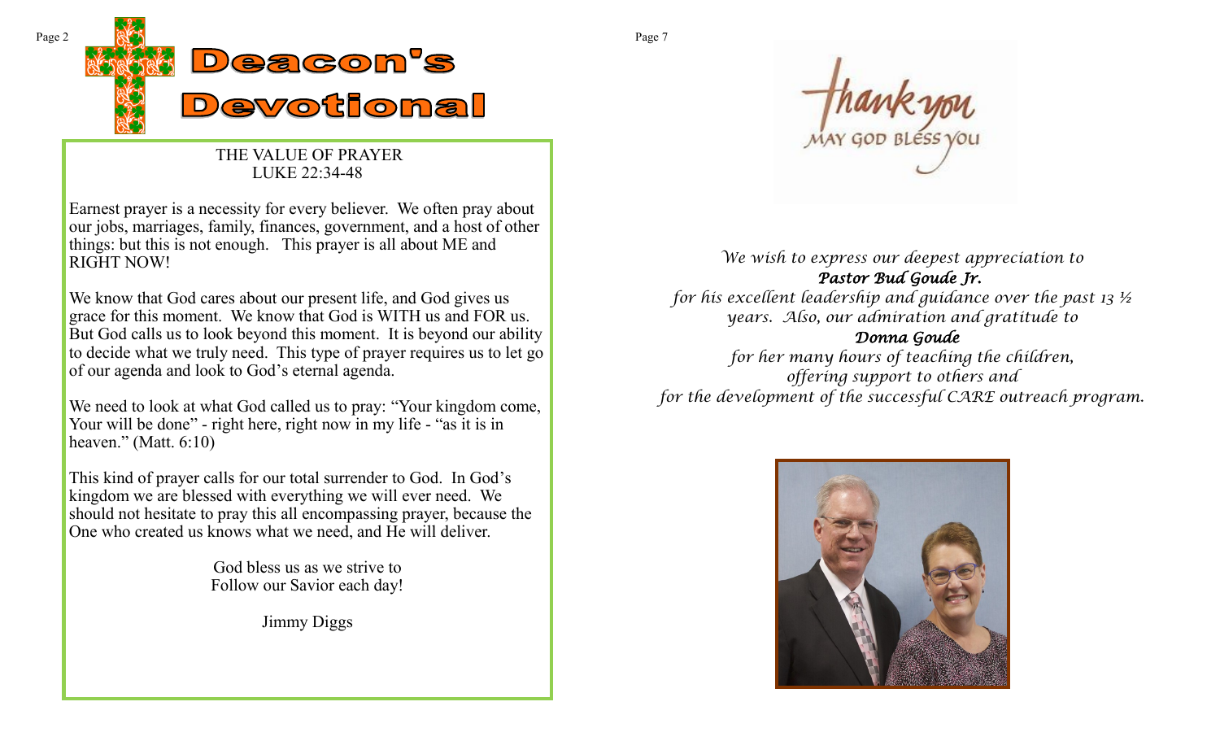# Deacon's Devotional

THE VALUE OF PRAYER
LUKE 22:34-48

Earnest prayer is a necessity for every believer. We often pray about our jobs, marriages, family, finances, government, and a host of other things: but this is not enough. This prayer is all about ME and RIGHT NOW!

We know that God cares about our present life, and God gives us grace for this moment. We know that God is WITH us and FOR us. But God calls us to look beyond this moment. It is beyond our ability to decide what we truly need. This type of prayer requires us to let go of our agenda and look to God's eternal agenda.

We need to look at what God called us to pray: "Your kingdom come, Your will be done" - right here, right now in my life - "as it is in heaven." (Matt. 6:10)

This kind of prayer calls for our total surrender to God. In God's kingdom we are blessed with everything we will ever need. We should not hesitate to pray this all encompassing prayer, because the One who created us knows what we need, and He will deliver.

God bless us as we strive to
Follow our Savior each day!

Jimmy Diggs

thank you
MAY GOD BLESS YOU

*We wish to express our deepest appreciation to*
***Pastor Bud Goude Jr.***
*for his excellent leadership and guidance over the past 13 ½ years. Also, our admiration and gratitude to*
***Donna Goude***
*for her many hours of teaching the children, offering support to others and for the development of the successful CARE outreach program.*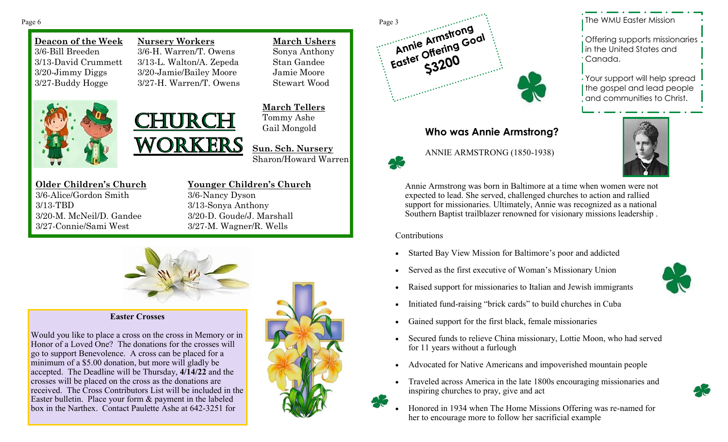## CHURCH WORKERS

**Deacon of the Week**
3/6-Bill Breeden
3/13-David Crummett
3/20-Jimmy Diggs
3/27-Buddy Hogge

**Nursery Workers**
3/6-H. Warren/T. Owens
3/13-L. Walton/A. Zepeda
3/20-Jamie/Bailey Moore
3/27-H. Warren/T. Owens

**March Ushers**
Sonya Anthony
Stan Gandee
Jamie Moore
Stewart Wood

**March Tellers**
Tommy Ashe
Gail Mongold

**Sun. Sch. Nursery**
Sharon/Howard Warren

**Older Children's Church**
3/6-Alice/Gordon Smith
3/13-TBD
3/20-M. McNeil/D. Gandee
3/27-Connie/Sami West

**Younger Children's Church**
3/6-Nancy Dyson
3/13-Sonya Anthony
3/20-D. Goude/J. Marshall
3/27-M. Wagner/R. Wells

### Easter Crosses

Would you like to place a cross on the cross in Memory or in Honor of a Loved One? The donations for the crosses will go to support Benevolence. A cross can be placed for a minimum of a $5.00 donation, but more will gladly be accepted. The Deadline will be Thursday, **4/14/22** and the crosses will be placed on the cross as the donations are received. The Cross Contributors List will be included in the Easter bulletin. Place your form & payment in the labeled box in the Narthex. Contact Paulette Ashe at 642-3251 for

**Annie Armstrong Easter Offering Goal $3200**

The WMU Easter Mission Offering supports missionaries in the United States and Canada.

Your support will help spread the gospel and lead people and communities to Christ.

## Who was Annie Armstrong?

ANNIE ARMSTRONG (1850-1938)

Annie Armstrong was born in Baltimore at a time when women were not expected to lead. She served, challenged churches to action and rallied support for missionaries. Ultimately, Annie was recognized as a national Southern Baptist trailblazer renowned for visionary missions leadership .

Contributions

- Started Bay View Mission for Baltimore's poor and addicted
- Served as the first executive of Woman's Missionary Union
- Raised support for missionaries to Italian and Jewish immigrants
- Initiated fund-raising "brick cards" to build churches in Cuba
- Gained support for the first black, female missionaries
- Secured funds to relieve China missionary, Lottie Moon, who had served for 11 years without a furlough
- Advocated for Native Americans and impoverished mountain people
- Traveled across America in the late 1800s encouraging missionaries and inspiring churches to pray, give and act
- Honored in 1934 when The Home Missions Offering was re-named for her to encourage more to follow her sacrificial example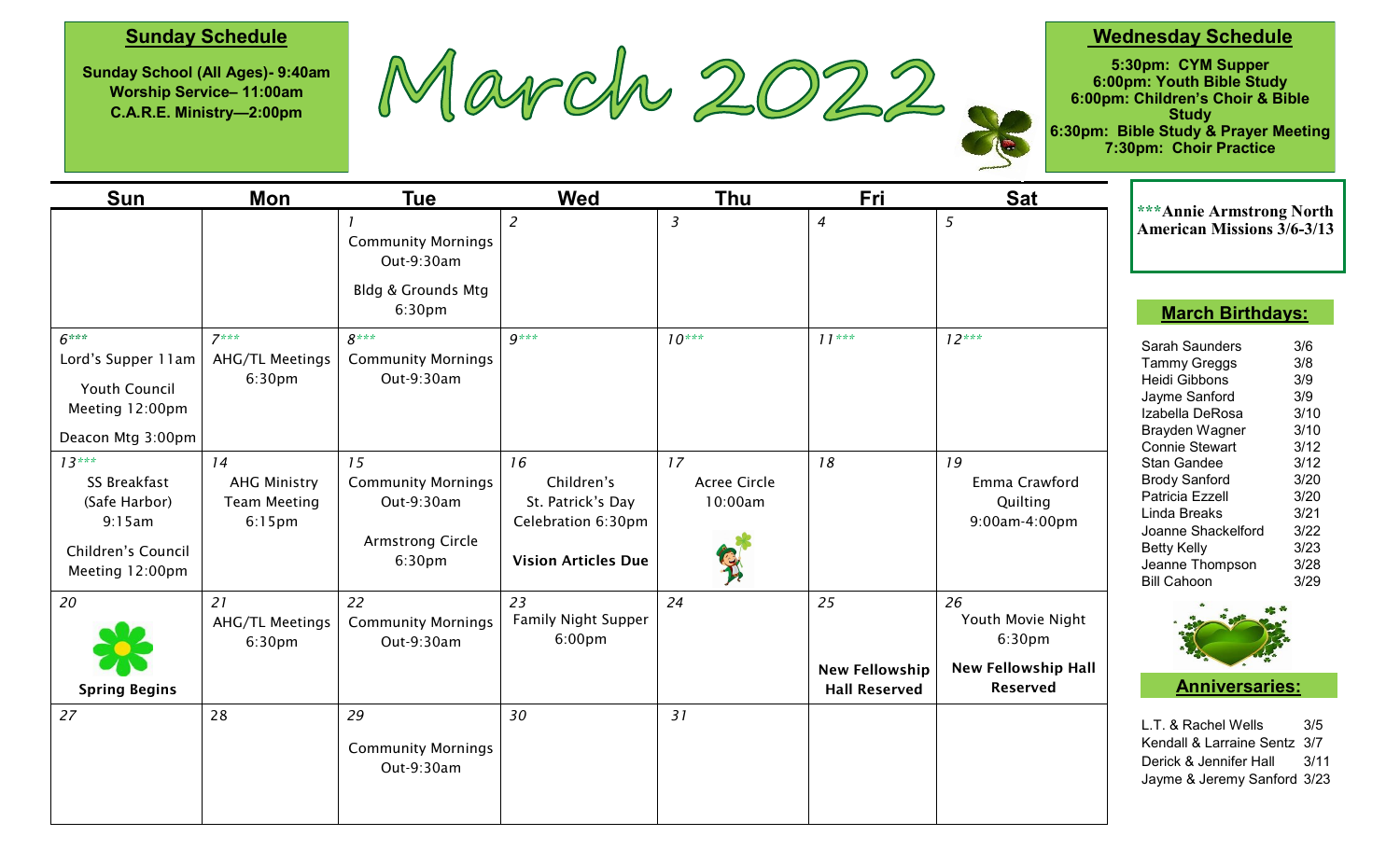# March 2022

**Sunday Schedule**

Sunday School (All Ages)- 9:40am
Worship Service– 11:00am
C.A.R.E. Ministry—2:00pm

**Wednesday Schedule**

5:30pm: CYM Supper
6:00pm: Youth Bible Study
6:00pm: Children's Choir & Bible Study
6:30pm: Bible Study & Prayer Meeting
7:30pm: Choir Practice

| Sun | Mon | Tue | Wed | Thu | Fri | Sat |
|---|---|---|---|---|---|---|
| | | 1 Community Mornings Out-9:30am Bldg & Grounds Mtg 6:30pm | 2 | 3 | 4 | 5 |
| 6*** Lord's Supper 11am Youth Council Meeting 12:00pm Deacon Mtg 3:00pm | 7*** AHG/TL Meetings 6:30pm | 8*** Community Mornings Out-9:30am | 9*** | 10*** | 11*** | 12*** |
| 13*** SS Breakfast (Safe Harbor) 9:15am Children's Council Meeting 12:00pm | 14 AHG Ministry Team Meeting 6:15pm | 15 Community Mornings Out-9:30am Armstrong Circle 6:30pm | 16 Children's St. Patrick's Day Celebration 6:30pm **Vision Articles Due** | 17 Acree Circle 10:00am | 18 | 19 Emma Crawford Quilting 9:00am-4:00pm |
| 20 **Spring Begins** | 21 AHG/TL Meetings 6:30pm | 22 Community Mornings Out-9:30am | 23 Family Night Supper 6:00pm | 24 | 25 **New Fellowship Hall Reserved** | 26 Youth Movie Night 6:30pm **New Fellowship Hall Reserved** |
| 27 | 28 | 29 Community Mornings Out-9:30am | 30 | 31 | | |

***Annie Armstrong North American Missions 3/6-3/13

## March Birthdays:

| | |
|---|---|
| Sarah Saunders | 3/6 |
| Tammy Greggs | 3/8 |
| Heidi Gibbons | 3/9 |
| Jayme Sanford | 3/9 |
| Izabella DeRosa | 3/10 |
| Brayden Wagner | 3/10 |
| Connie Stewart | 3/12 |
| Stan Gandee | 3/12 |
| Brody Sanford | 3/20 |
| Patricia Ezzell | 3/20 |
| Linda Breaks | 3/21 |
| Joanne Shackelford | 3/22 |
| Betty Kelly | 3/23 |
| Jeanne Thompson | 3/28 |
| Bill Cahoon | 3/29 |

## Anniversaries:

| | |
|---|---|
| L.T. & Rachel Wells | 3/5 |
| Kendall & Larraine Sentz | 3/7 |
| Derick & Jennifer Hall | 3/11 |
| Jayme & Jeremy Sanford | 3/23 |